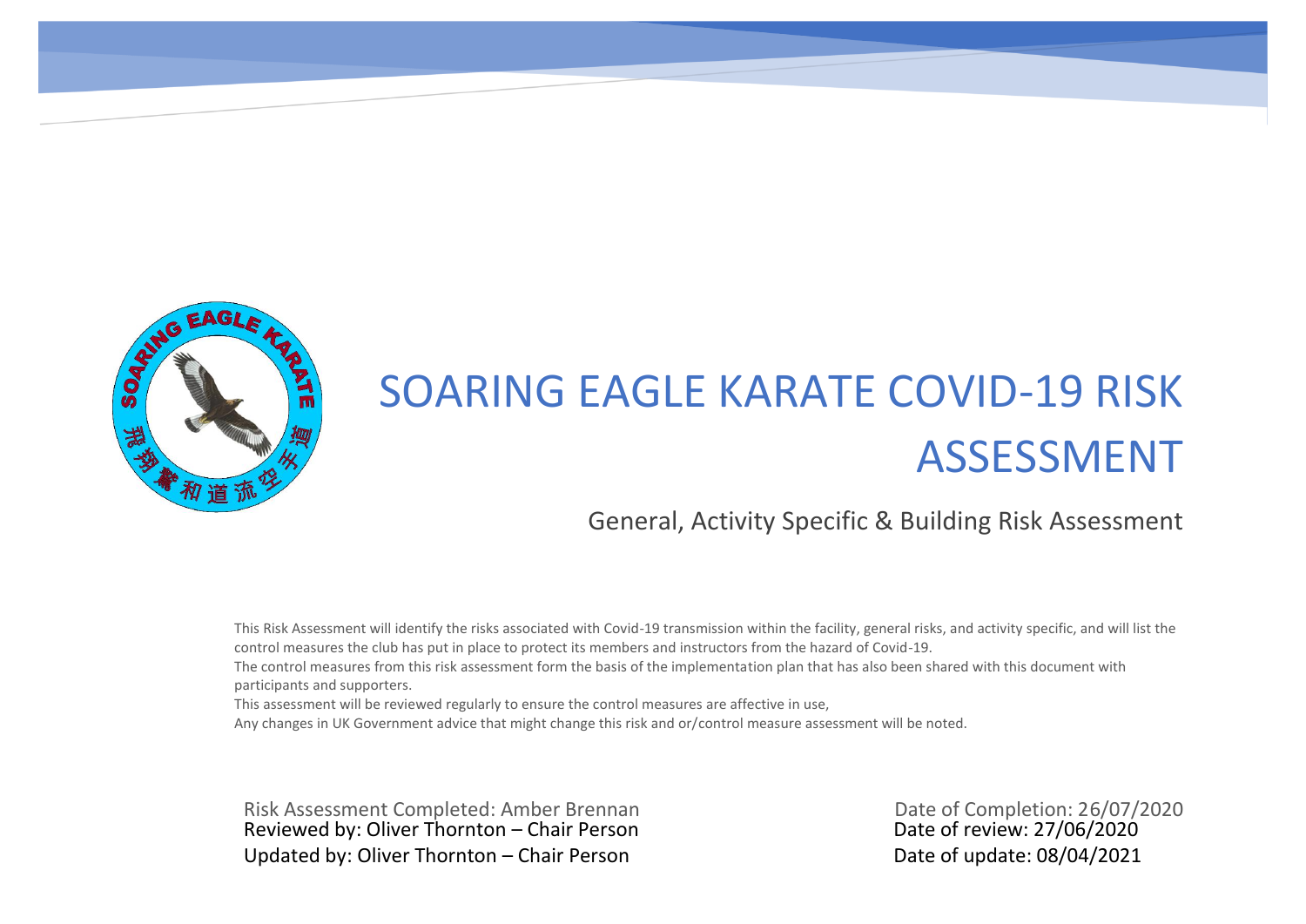# SOARING EAGLE KARATE COVID-19 RISK ASSESSMENT

General, Activity Specific & Building Risk Assessment

This Risk Assessment will identify the risks associated with Covid-19 transmission within the facility, general risks, and activity specific, and will list the control measures the club has put in place to protect its members and instructors from the hazard of Covid-19.

The control measures from this risk assessment form the basis of the implementation plan that has also been shared with this document with participants and supporters.

This assessment will be reviewed regularly to ensure the control measures are affective in use,

Any changes in UK Government advice that might change this risk and or/control measure assessment will be noted.

Risk Assessment Completed: Amber Brennan — Date of Completion: 26/07/2020

Reviewed by: Oliver Thornton – Chair Person — Date of review: 27/06/2020

Updated by: Oliver Thornton – Chair Person — Date of update: 08/04/2021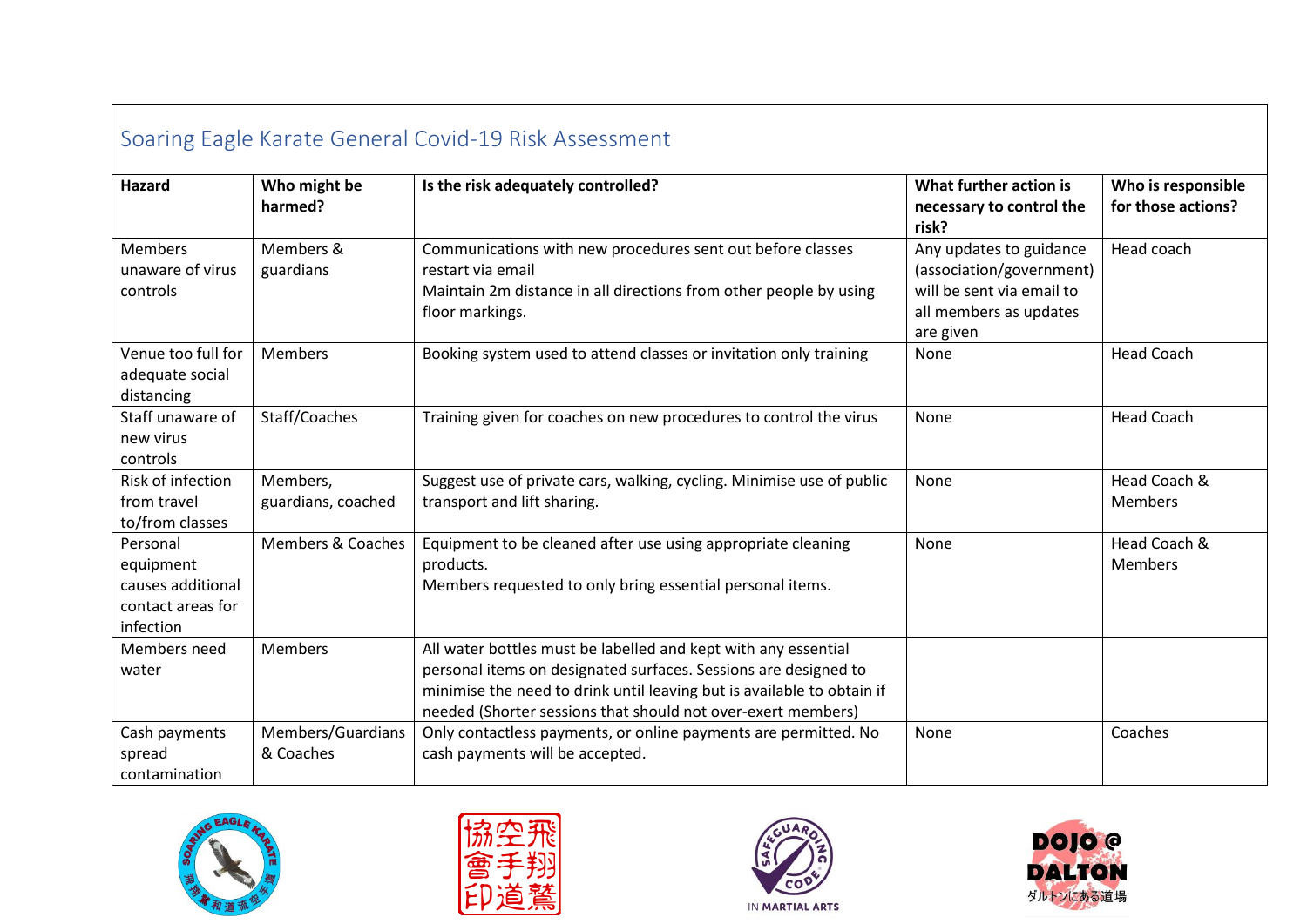## Soaring Eagle Karate General Covid-19 Risk Assessment

| Hazard | Who might be harmed? | Is the risk adequately controlled? | What further action is necessary to control the risk? | Who is responsible for those actions? |
|---|---|---|---|---|
| Members unaware of virus controls | Members & guardians | Communications with new procedures sent out before classes restart via email<br>Maintain 2m distance in all directions from other people by using floor markings. | Any updates to guidance (association/government) will be sent via email to all members as updates are given | Head coach |
| Venue too full for adequate social distancing | Members | Booking system used to attend classes or invitation only training | None | Head Coach |
| Staff unaware of new virus controls | Staff/Coaches | Training given for coaches on new procedures to control the virus | None | Head Coach |
| Risk of infection from travel to/from classes | Members, guardians, coached | Suggest use of private cars, walking, cycling. Minimise use of public transport and lift sharing. | None | Head Coach & Members |
| Personal equipment causes additional contact areas for infection | Members & Coaches | Equipment to be cleaned after use using appropriate cleaning products.<br>Members requested to only bring essential personal items. | None | Head Coach & Members |
| Members need water | Members | All water bottles must be labelled and kept with any essential personal items on designated surfaces. Sessions are designed to minimise the need to drink until leaving but is available to obtain if needed (Shorter sessions that should not over-exert members) | | |
| Cash payments spread contamination | Members/Guardians & Coaches | Only contactless payments, or online payments are permitted. No cash payments will be accepted. | None | Coaches |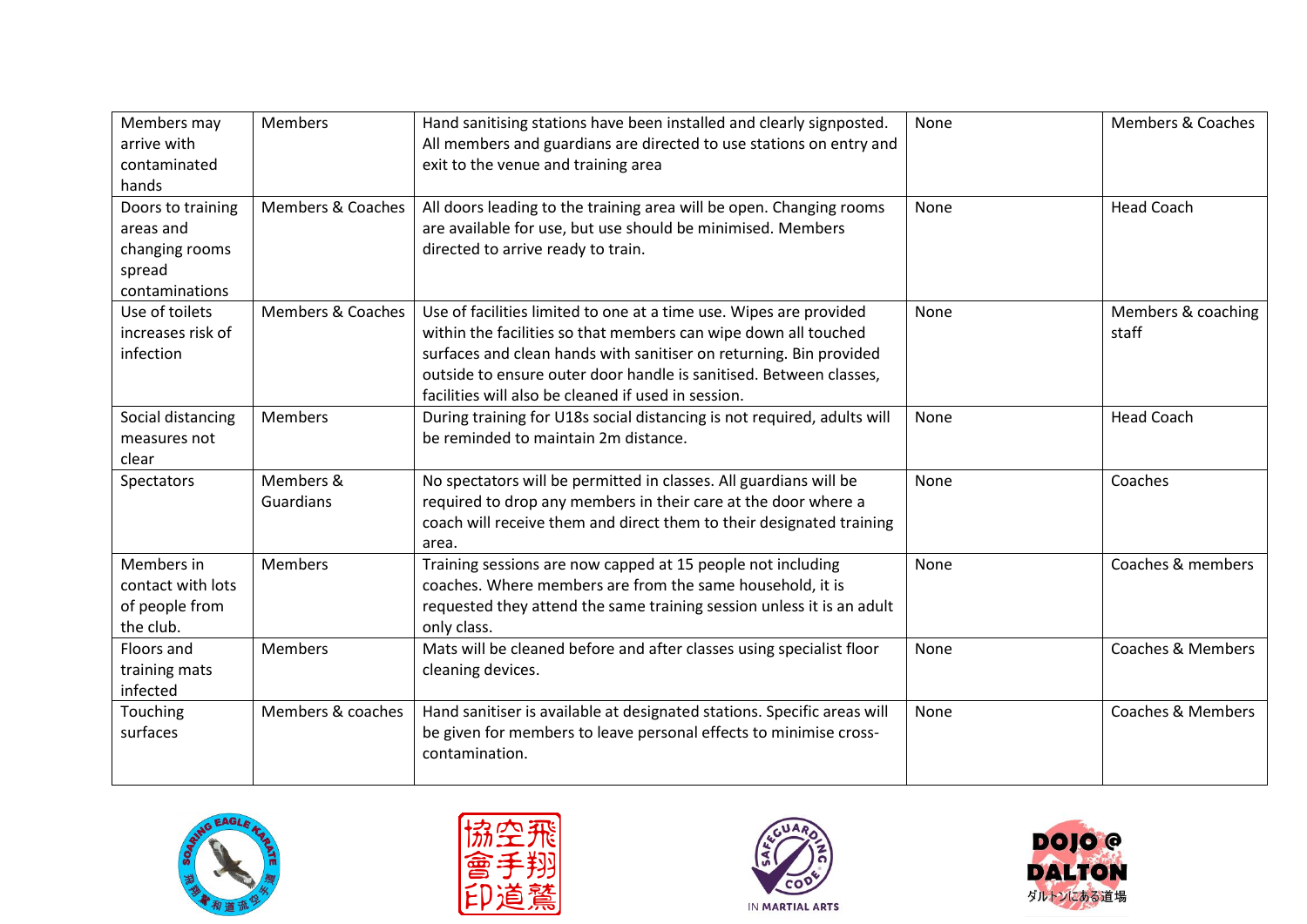| Members may arrive with contaminated hands | Members | Hand sanitising stations have been installed and clearly signposted. All members and guardians are directed to use stations on entry and exit to the venue and training area | None | Members & Coaches |
|---|---|---|---|---|
| Doors to training areas and changing rooms spread contaminations | Members & Coaches | All doors leading to the training area will be open. Changing rooms are available for use, but use should be minimised. Members directed to arrive ready to train. | None | Head Coach |
| Use of toilets increases risk of infection | Members & Coaches | Use of facilities limited to one at a time use. Wipes are provided within the facilities so that members can wipe down all touched surfaces and clean hands with sanitiser on returning. Bin provided outside to ensure outer door handle is sanitised. Between classes, facilities will also be cleaned if used in session. | None | Members & coaching staff |
| Social distancing measures not clear | Members | During training for U18s social distancing is not required, adults will be reminded to maintain 2m distance. | None | Head Coach |
| Spectators | Members & Guardians | No spectators will be permitted in classes. All guardians will be required to drop any members in their care at the door where a coach will receive them and direct them to their designated training area. | None | Coaches |
| Members in contact with lots of people from the club. | Members | Training sessions are now capped at 15 people not including coaches. Where members are from the same household, it is requested they attend the same training session unless it is an adult only class. | None | Coaches & members |
| Floors and training mats infected | Members | Mats will be cleaned before and after classes using specialist floor cleaning devices. | None | Coaches & Members |
| Touching surfaces | Members & coaches | Hand sanitiser is available at designated stations. Specific areas will be given for members to leave personal effects to minimise cross-contamination. | None | Coaches & Members |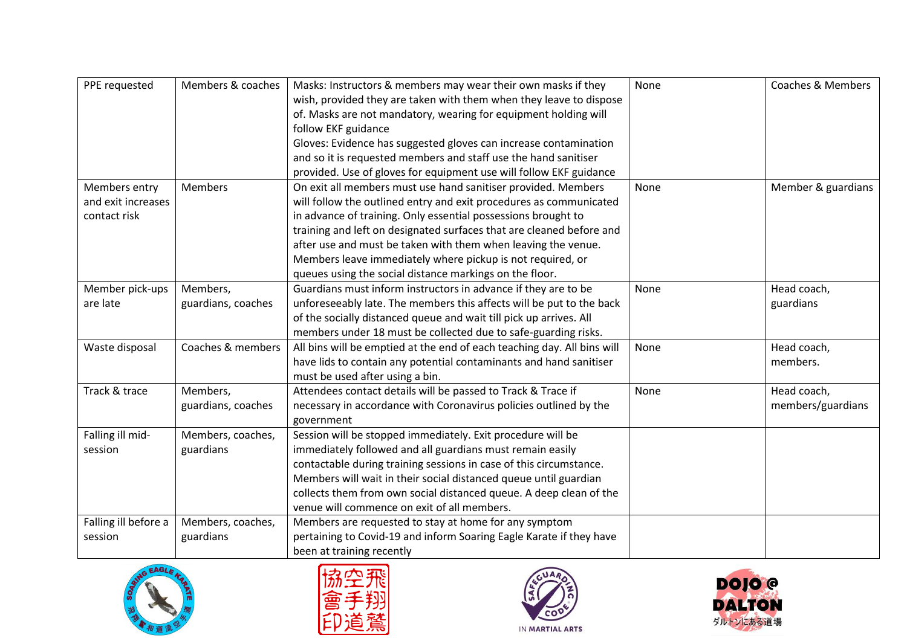| | | | | |
|---|---|---|---|---|
| PPE requested | Members & coaches | Masks: Instructors & members may wear their own masks if they wish, provided they are taken with them when they leave to dispose of. Masks are not mandatory, wearing for equipment holding will follow EKF guidance<br>Gloves: Evidence has suggested gloves can increase contamination and so it is requested members and staff use the hand sanitiser provided. Use of gloves for equipment use will follow EKF guidance | None | Coaches & Members |
| Members entry and exit increases contact risk | Members | On exit all members must use hand sanitiser provided. Members will follow the outlined entry and exit procedures as communicated in advance of training. Only essential possessions brought to training and left on designated surfaces that are cleaned before and after use and must be taken with them when leaving the venue. Members leave immediately where pickup is not required, or queues using the social distance markings on the floor. | None | Member & guardians |
| Member pick-ups are late | Members, guardians, coaches | Guardians must inform instructors in advance if they are to be unforeseeably late. The members this affects will be put to the back of the socially distanced queue and wait till pick up arrives. All members under 18 must be collected due to safe-guarding risks. | None | Head coach, guardians |
| Waste disposal | Coaches & members | All bins will be emptied at the end of each teaching day. All bins will have lids to contain any potential contaminants and hand sanitiser must be used after using a bin. | None | Head coach, members. |
| Track & trace | Members, guardians, coaches | Attendees contact details will be passed to Track & Trace if necessary in accordance with Coronavirus policies outlined by the government | None | Head coach, members/guardians |
| Falling ill mid-session | Members, coaches, guardians | Session will be stopped immediately. Exit procedure will be immediately followed and all guardians must remain easily contactable during training sessions in case of this circumstance. Members will wait in their social distanced queue until guardian collects them from own social distanced queue. A deep clean of the venue will commence on exit of all members. | | |
| Falling ill before a session | Members, coaches, guardians | Members are requested to stay at home for any symptom pertaining to Covid-19 and inform Soaring Eagle Karate if they have been at training recently | | |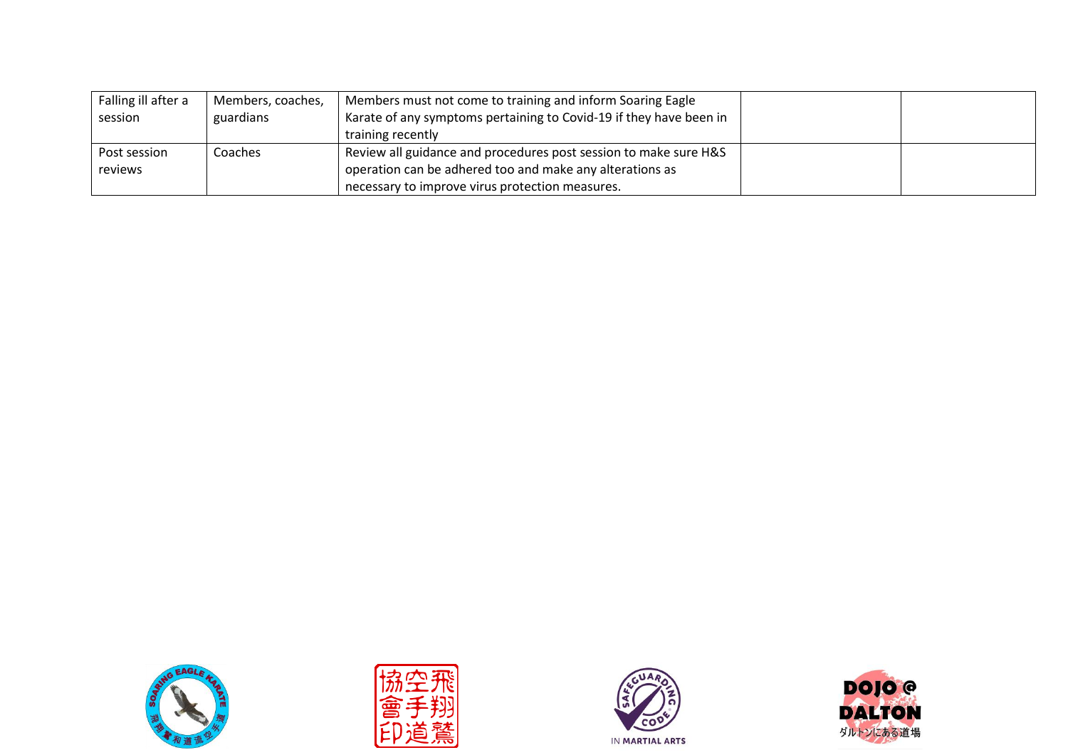| | | | | |
|---|---|---|---|---|
| Falling ill after a session | Members, coaches, guardians | Members must not come to training and inform Soaring Eagle Karate of any symptoms pertaining to Covid-19 if they have been in training recently | | |
| Post session reviews | Coaches | Review all guidance and procedures post session to make sure H&S operation can be adhered too and make any alterations as necessary to improve virus protection measures. | | |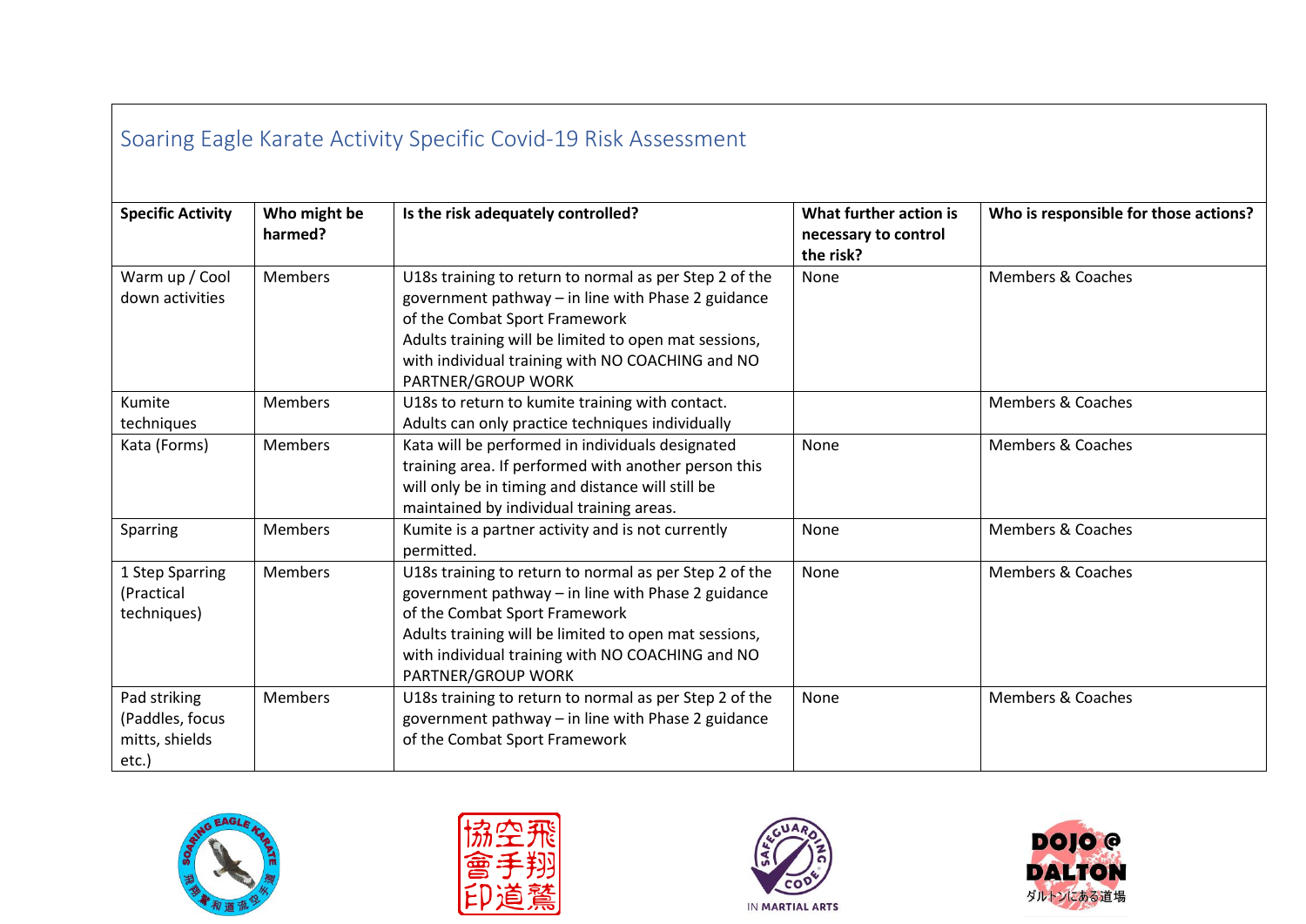## Soaring Eagle Karate Activity Specific Covid-19 Risk Assessment

| Specific Activity | Who might be harmed? | Is the risk adequately controlled? | What further action is necessary to control the risk? | Who is responsible for those actions? |
|---|---|---|---|---|
| Warm up / Cool down activities | Members | U18s training to return to normal as per Step 2 of the government pathway – in line with Phase 2 guidance of the Combat Sport Framework<br>Adults training will be limited to open mat sessions, with individual training with NO COACHING and NO PARTNER/GROUP WORK | None | Members & Coaches |
| Kumite techniques | Members | U18s to return to kumite training with contact.<br>Adults can only practice techniques individually | | Members & Coaches |
| Kata (Forms) | Members | Kata will be performed in individuals designated training area. If performed with another person this will only be in timing and distance will still be maintained by individual training areas. | None | Members & Coaches |
| Sparring | Members | Kumite is a partner activity and is not currently permitted. | None | Members & Coaches |
| 1 Step Sparring (Practical techniques) | Members | U18s training to return to normal as per Step 2 of the government pathway – in line with Phase 2 guidance of the Combat Sport Framework<br>Adults training will be limited to open mat sessions, with individual training with NO COACHING and NO PARTNER/GROUP WORK | None | Members & Coaches |
| Pad striking (Paddles, focus mitts, shields etc.) | Members | U18s training to return to normal as per Step 2 of the government pathway – in line with Phase 2 guidance of the Combat Sport Framework | None | Members & Coaches |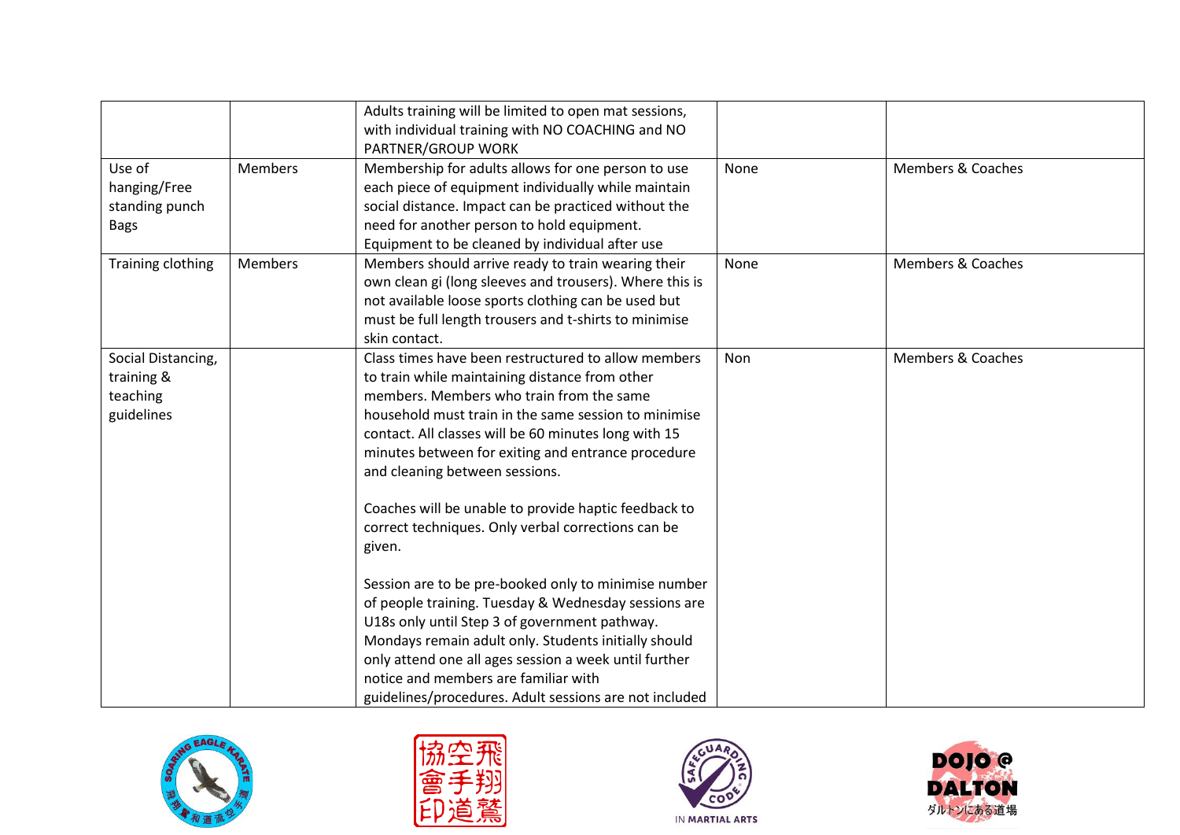| | | | | |
|---|---|---|---|---|
| | | Adults training will be limited to open mat sessions, with individual training with NO COACHING and NO PARTNER/GROUP WORK | | |
| Use of hanging/Free standing punch Bags | Members | Membership for adults allows for one person to use each piece of equipment individually while maintain social distance. Impact can be practiced without the need for another person to hold equipment. Equipment to be cleaned by individual after use | None | Members & Coaches |
| Training clothing | Members | Members should arrive ready to train wearing their own clean gi (long sleeves and trousers). Where this is not available loose sports clothing can be used but must be full length trousers and t-shirts to minimise skin contact. | None | Members & Coaches |
| Social Distancing, training & teaching guidelines | | Class times have been restructured to allow members to train while maintaining distance from other members. Members who train from the same household must train in the same session to minimise contact. All classes will be 60 minutes long with 15 minutes between for exiting and entrance procedure and cleaning between sessions.<br><br>Coaches will be unable to provide haptic feedback to correct techniques. Only verbal corrections can be given.<br><br>Session are to be pre-booked only to minimise number of people training. Tuesday & Wednesday sessions are U18s only until Step 3 of government pathway. Mondays remain adult only. Students initially should only attend one all ages session a week until further notice and members are familiar with guidelines/procedures. Adult sessions are not included | Non | Members & Coaches |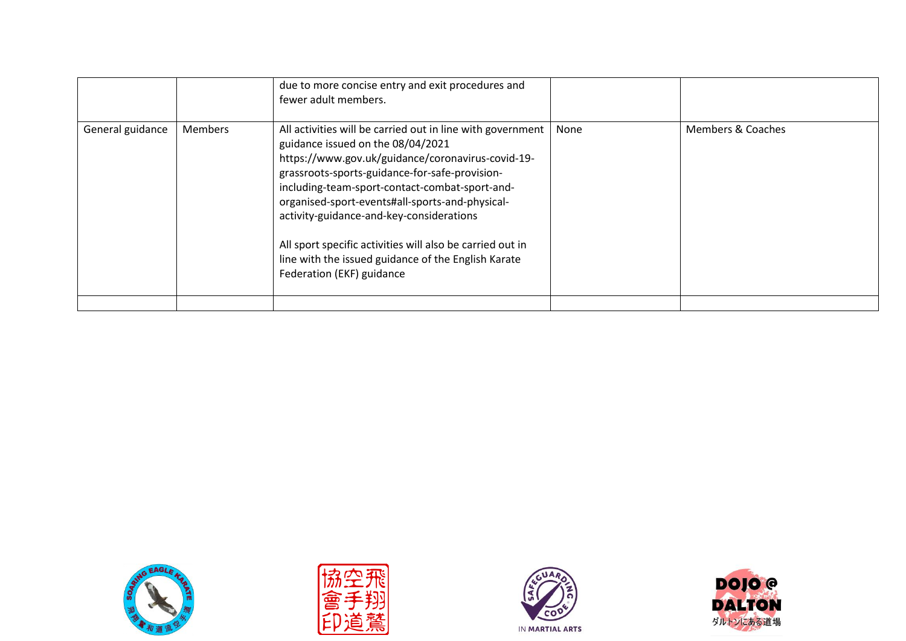| | | | | |
|---|---|---|---|---|
| | | due to more concise entry and exit procedures and fewer adult members. | | |
| General guidance | Members | All activities will be carried out in line with government guidance issued on the 08/04/2021 https://www.gov.uk/guidance/coronavirus-covid-19-grassroots-sports-guidance-for-safe-provision-including-team-sport-contact-combat-sport-and-organised-sport-events#all-sports-and-physical-activity-guidance-and-key-considerations<br><br>All sport specific activities will also be carried out in line with the issued guidance of the English Karate Federation (EKF) guidance | None | Members & Coaches |
| | | | | |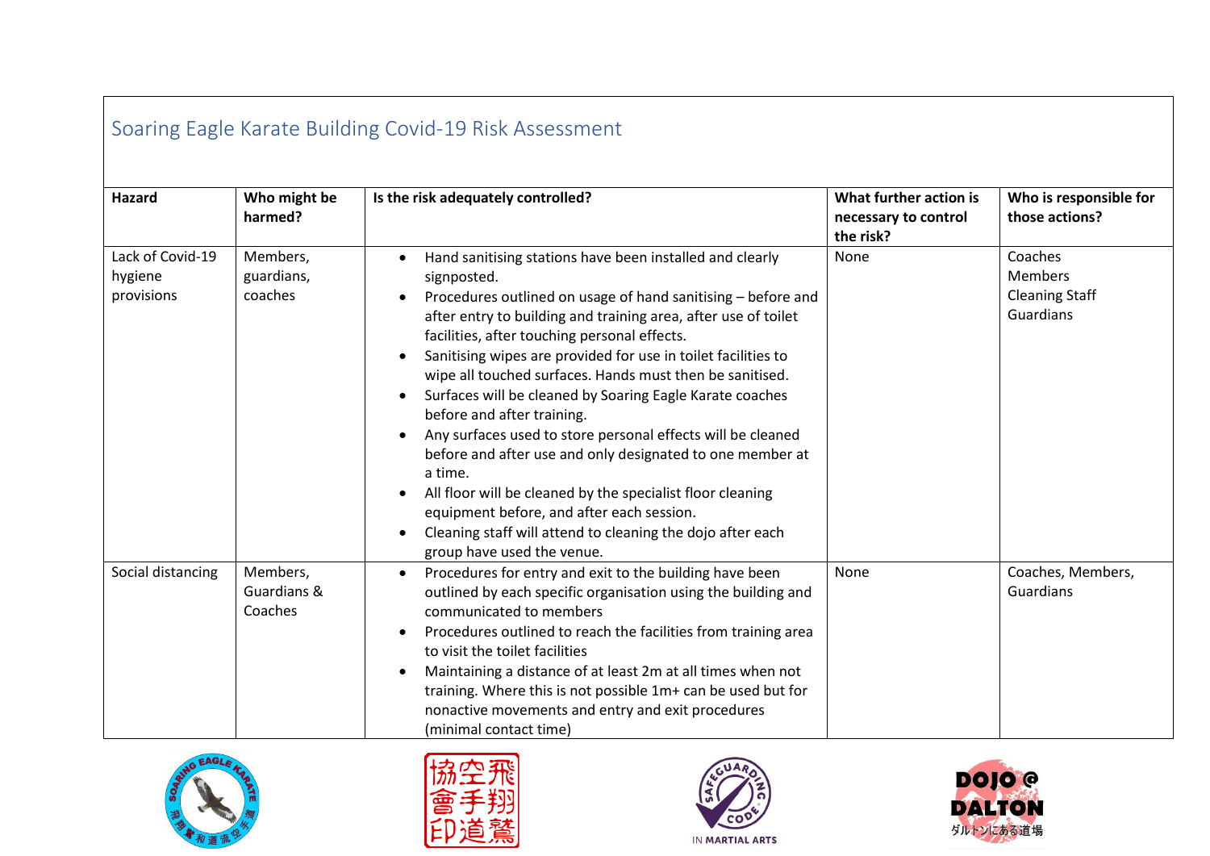## Soaring Eagle Karate Building Covid-19 Risk Assessment

| Hazard | Who might be harmed? | Is the risk adequately controlled? | What further action is necessary to control the risk? | Who is responsible for those actions? |
|---|---|---|---|---|
| Lack of Covid-19 hygiene provisions | Members, guardians, coaches | • Hand sanitising stations have been installed and clearly signposted.<br>• Procedures outlined on usage of hand sanitising – before and after entry to building and training area, after use of toilet facilities, after touching personal effects.<br>• Sanitising wipes are provided for use in toilet facilities to wipe all touched surfaces. Hands must then be sanitised.<br>• Surfaces will be cleaned by Soaring Eagle Karate coaches before and after training.<br>• Any surfaces used to store personal effects will be cleaned before and after use and only designated to one member at a time.<br>• All floor will be cleaned by the specialist floor cleaning equipment before, and after each session.<br>• Cleaning staff will attend to cleaning the dojo after each group have used the venue. | None | Coaches<br>Members<br>Cleaning Staff<br>Guardians |
| Social distancing | Members, Guardians & Coaches | • Procedures for entry and exit to the building have been outlined by each specific organisation using the building and communicated to members<br>• Procedures outlined to reach the facilities from training area to visit the toilet facilities<br>• Maintaining a distance of at least 2m at all times when not training. Where this is not possible 1m+ can be used but for nonactive movements and entry and exit procedures (minimal contact time) | None | Coaches, Members, Guardians |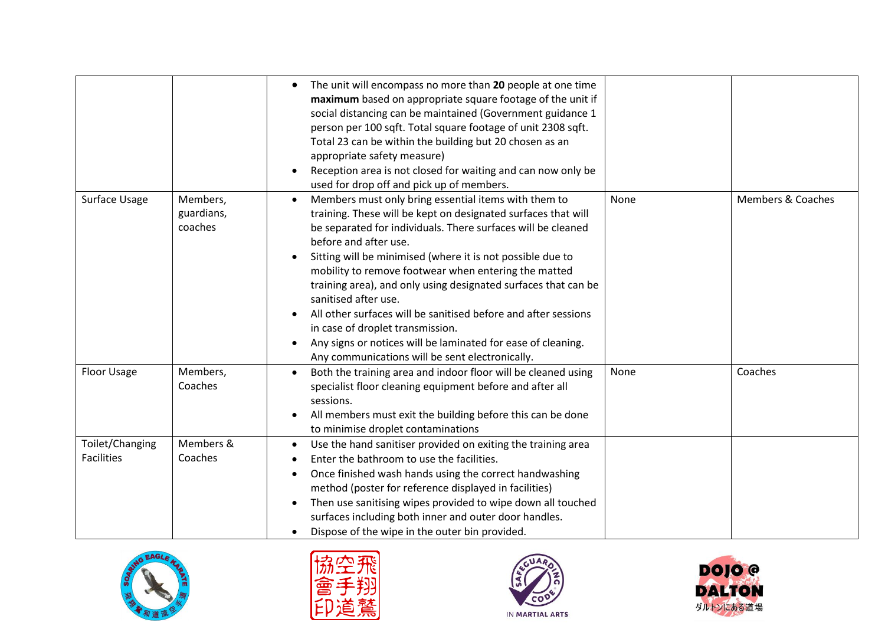| | | | | |
|---|---|---|---|---|
| | | • The unit will encompass no more than **20** people at one time **maximum** based on appropriate square footage of the unit if social distancing can be maintained (Government guidance 1 person per 100 sqft. Total square footage of unit 2308 sqft. Total 23 can be within the building but 20 chosen as an appropriate safety measure)<br>• Reception area is not closed for waiting and can now only be used for drop off and pick up of members. | | |
| Surface Usage | Members, guardians, coaches | • Members must only bring essential items with them to training. These will be kept on designated surfaces that will be separated for individuals. There surfaces will be cleaned before and after use.<br>• Sitting will be minimised (where it is not possible due to mobility to remove footwear when entering the matted training area), and only using designated surfaces that can be sanitised after use.<br>• All other surfaces will be sanitised before and after sessions in case of droplet transmission.<br>• Any signs or notices will be laminated for ease of cleaning. Any communications will be sent electronically. | None | Members & Coaches |
| Floor Usage | Members, Coaches | • Both the training area and indoor floor will be cleaned using specialist floor cleaning equipment before and after all sessions.<br>• All members must exit the building before this can be done to minimise droplet contaminations | None | Coaches |
| Toilet/Changing Facilities | Members & Coaches | • Use the hand sanitiser provided on exiting the training area<br>• Enter the bathroom to use the facilities.<br>• Once finished wash hands using the correct handwashing method (poster for reference displayed in facilities)<br>• Then use sanitising wipes provided to wipe down all touched surfaces including both inner and outer door handles.<br>• Dispose of the wipe in the outer bin provided. | | |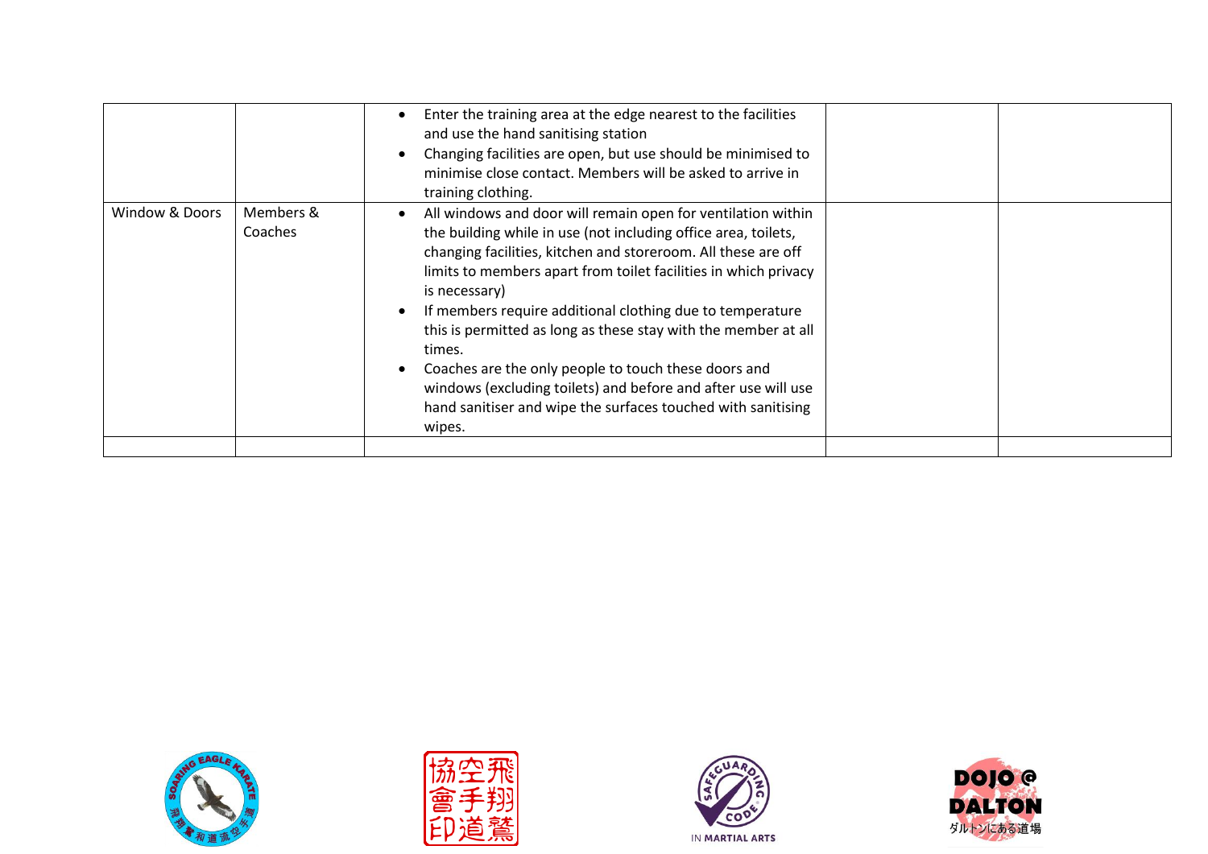| | | | | |
|---|---|---|---|---|
| | | • Enter the training area at the edge nearest to the facilities and use the hand sanitising station<br>• Changing facilities are open, but use should be minimised to minimise close contact. Members will be asked to arrive in training clothing. | | |
| Window & Doors | Members & Coaches | • All windows and door will remain open for ventilation within the building while in use (not including office area, toilets, changing facilities, kitchen and storeroom. All these are off limits to members apart from toilet facilities in which privacy is necessary)<br>• If members require additional clothing due to temperature this is permitted as long as these stay with the member at all times.<br>• Coaches are the only people to touch these doors and windows (excluding toilets) and before and after use will use hand sanitiser and wipe the surfaces touched with sanitising wipes. | | |
| | | | | |